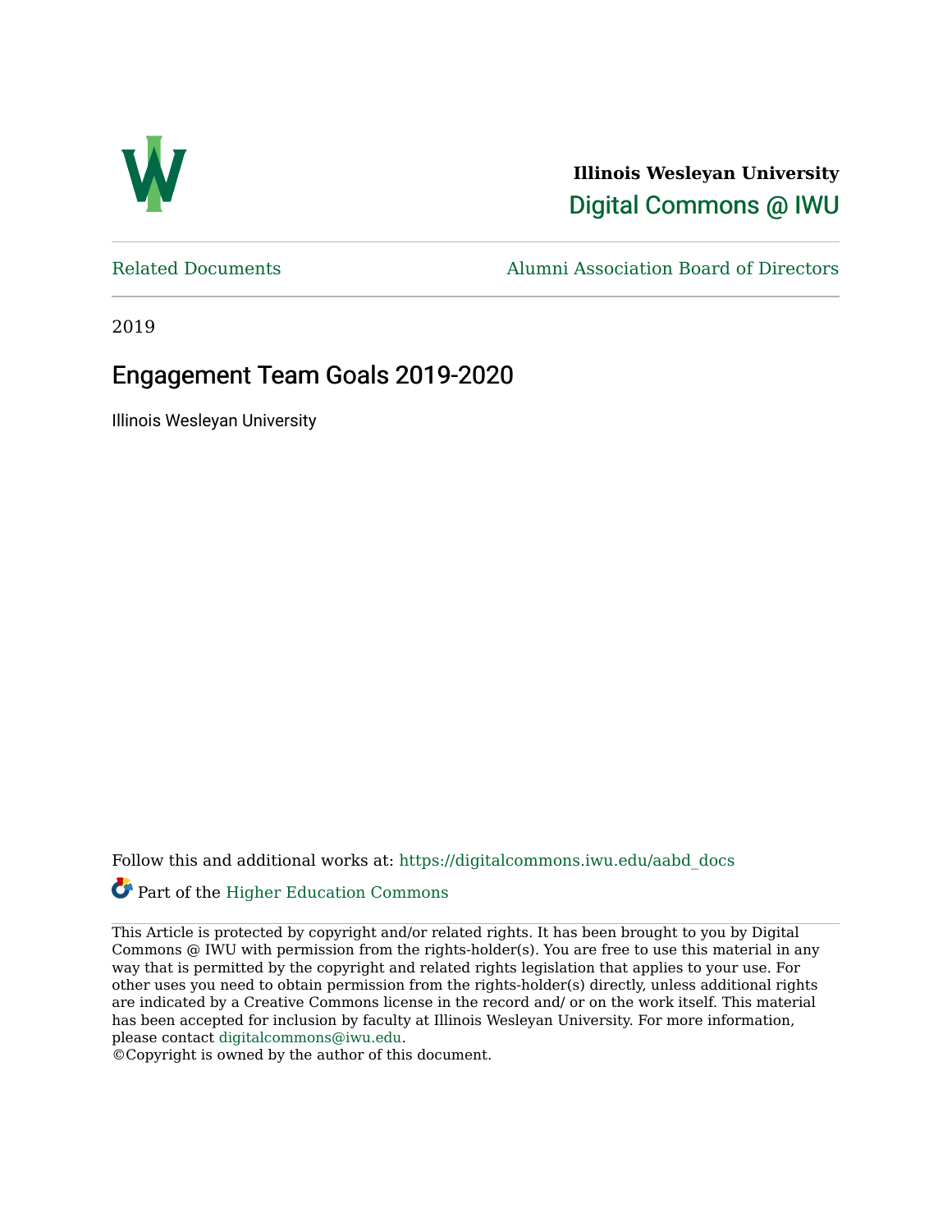**Illinois Wesleyan University**

Digital Commons @ IWU

Related Documents | Alumni Association Board of Directors

2019

# Engagement Team Goals 2019-2020

Illinois Wesleyan University

Follow this and additional works at: https://digitalcommons.iwu.edu/aabd_docs

Part of the Higher Education Commons

This Article is protected by copyright and/or related rights. It has been brought to you by Digital Commons @ IWU with permission from the rights-holder(s). You are free to use this material in any way that is permitted by the copyright and related rights legislation that applies to your use. For other uses you need to obtain permission from the rights-holder(s) directly, unless additional rights are indicated by a Creative Commons license in the record and/ or on the work itself. This material has been accepted for inclusion by faculty at Illinois Wesleyan University. For more information, please contact digitalcommons@iwu.edu.

©Copyright is owned by the author of this document.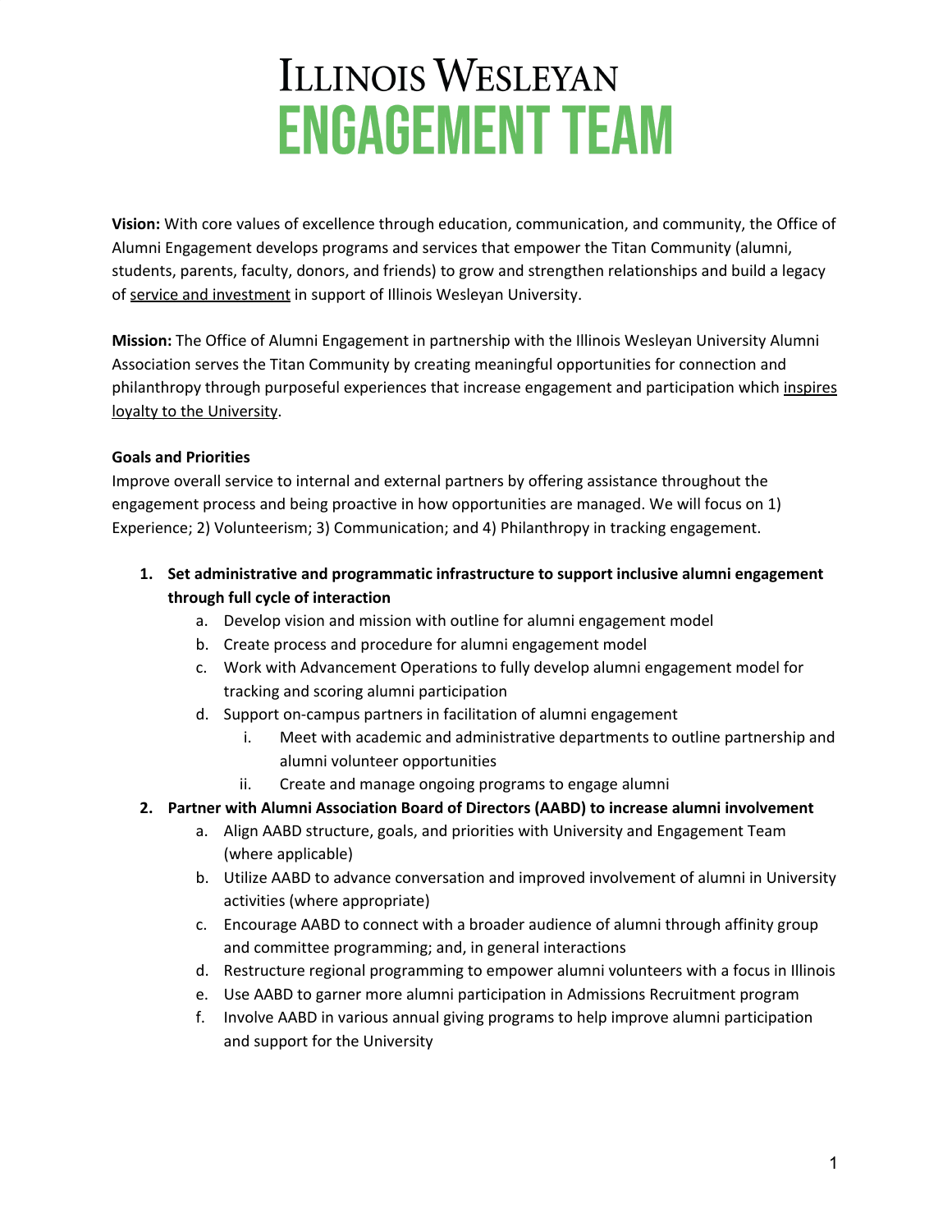# Illinois Wesleyan
# ENGAGEMENT TEAM

**Vision:** With core values of excellence through education, communication, and community, the Office of Alumni Engagement develops programs and services that empower the Titan Community (alumni, students, parents, faculty, donors, and friends) to grow and strengthen relationships and build a legacy of <u>service and investment</u> in support of Illinois Wesleyan University.

**Mission:** The Office of Alumni Engagement in partnership with the Illinois Wesleyan University Alumni Association serves the Titan Community by creating meaningful opportunities for connection and philanthropy through purposeful experiences that increase engagement and participation which <u>inspires loyalty to the University</u>.

**Goals and Priorities**

Improve overall service to internal and external partners by offering assistance throughout the engagement process and being proactive in how opportunities are managed. We will focus on 1) Experience; 2) Volunteerism; 3) Communication; and 4) Philanthropy in tracking engagement.

1. **Set administrative and programmatic infrastructure to support inclusive alumni engagement through full cycle of interaction**
    a. Develop vision and mission with outline for alumni engagement model
    b. Create process and procedure for alumni engagement model
    c. Work with Advancement Operations to fully develop alumni engagement model for tracking and scoring alumni participation
    d. Support on-campus partners in facilitation of alumni engagement
        i. Meet with academic and administrative departments to outline partnership and alumni volunteer opportunities
        ii. Create and manage ongoing programs to engage alumni
2. **Partner with Alumni Association Board of Directors (AABD) to increase alumni involvement**
    a. Align AABD structure, goals, and priorities with University and Engagement Team (where applicable)
    b. Utilize AABD to advance conversation and improved involvement of alumni in University activities (where appropriate)
    c. Encourage AABD to connect with a broader audience of alumni through affinity group and committee programming; and, in general interactions
    d. Restructure regional programming to empower alumni volunteers with a focus in Illinois
    e. Use AABD to garner more alumni participation in Admissions Recruitment program
    f. Involve AABD in various annual giving programs to help improve alumni participation and support for the University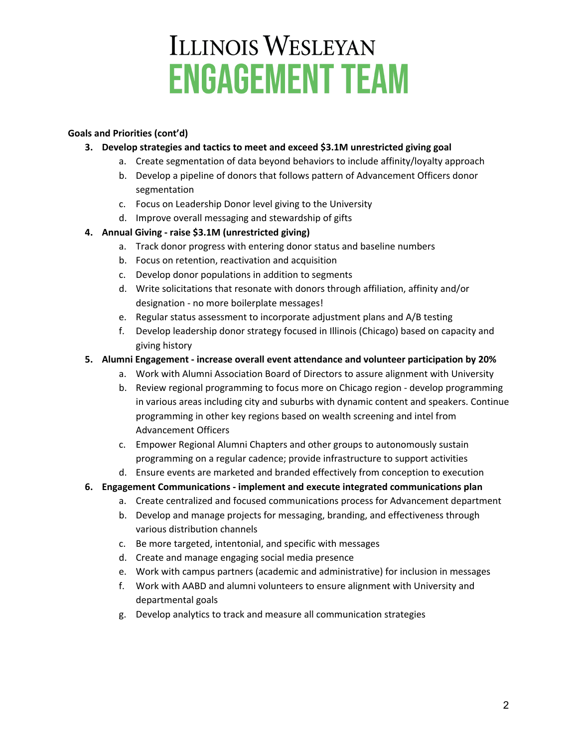# Illinois Wesleyan
# ENGAGEMENT TEAM

**Goals and Priorities (cont'd)**

3. **Develop strategies and tactics to meet and exceed $3.1M unrestricted giving goal**
    a. Create segmentation of data beyond behaviors to include affinity/loyalty approach
    b. Develop a pipeline of donors that follows pattern of Advancement Officers donor segmentation
    c. Focus on Leadership Donor level giving to the University
    d. Improve overall messaging and stewardship of gifts
4. **Annual Giving - raise $3.1M (unrestricted giving)**
    a. Track donor progress with entering donor status and baseline numbers
    b. Focus on retention, reactivation and acquisition
    c. Develop donor populations in addition to segments
    d. Write solicitations that resonate with donors through affiliation, affinity and/or designation - no more boilerplate messages!
    e. Regular status assessment to incorporate adjustment plans and A/B testing
    f. Develop leadership donor strategy focused in Illinois (Chicago) based on capacity and giving history
5. **Alumni Engagement - increase overall event attendance and volunteer participation by 20%**
    a. Work with Alumni Association Board of Directors to assure alignment with University
    b. Review regional programming to focus more on Chicago region - develop programming in various areas including city and suburbs with dynamic content and speakers. Continue programming in other key regions based on wealth screening and intel from Advancement Officers
    c. Empower Regional Alumni Chapters and other groups to autonomously sustain programming on a regular cadence; provide infrastructure to support activities
    d. Ensure events are marketed and branded effectively from conception to execution
6. **Engagement Communications - implement and execute integrated communications plan**
    a. Create centralized and focused communications process for Advancement department
    b. Develop and manage projects for messaging, branding, and effectiveness through various distribution channels
    c. Be more targeted, intentional, and specific with messages
    d. Create and manage engaging social media presence
    e. Work with campus partners (academic and administrative) for inclusion in messages
    f. Work with AABD and alumni voluteers to ensure alignment with University and departmental goals
    g. Develop analytics to track and measure all communication strategies